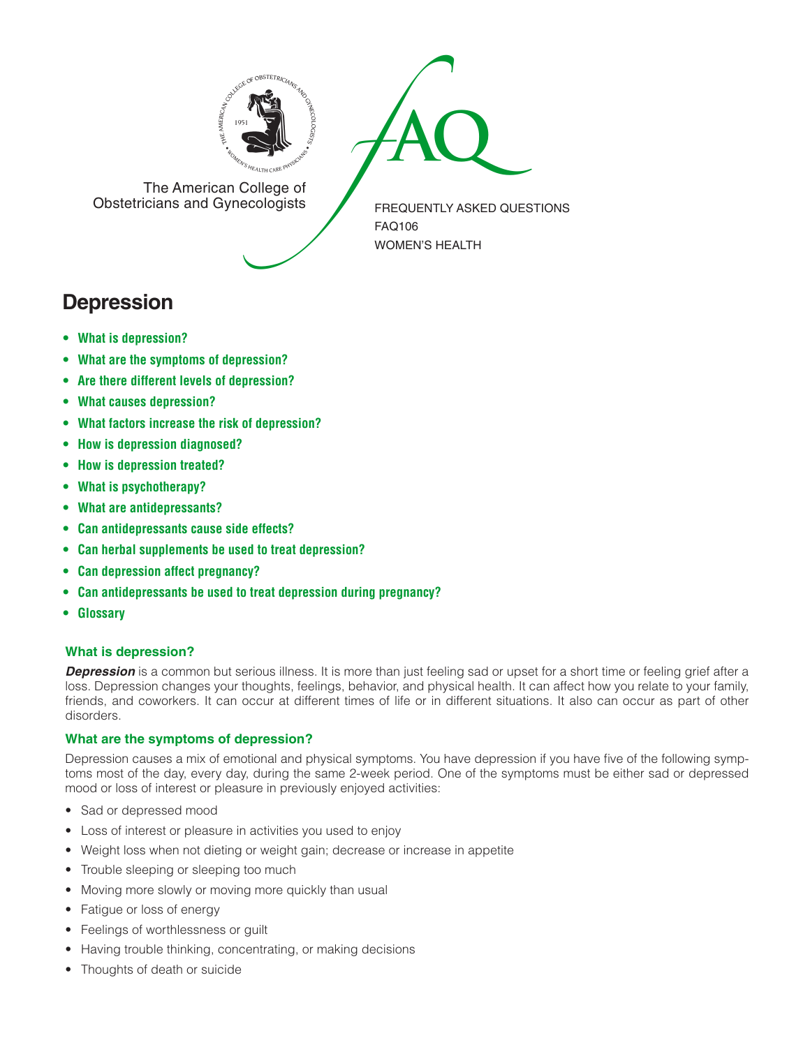The American College of Obstetricians and Gynecologists

FREQUENTLY ASKED QUESTIONS
FAQ106
WOMEN'S HEALTH

# Depression

- **What is depression?**
- **What are the symptoms of depression?**
- **Are there different levels of depression?**
- **What causes depression?**
- **What factors increase the risk of depression?**
- **How is depression diagnosed?**
- **How is depression treated?**
- **What is psychotherapy?**
- **What are antidepressants?**
- **Can antidepressants cause side effects?**
- **Can herbal supplements be used to treat depression?**
- **Can depression affect pregnancy?**
- **Can antidepressants be used to treat depression during pregnancy?**
- **Glossary**

### What is depression?

***Depression*** is a common but serious illness. It is more than just feeling sad or upset for a short time or feeling grief after a loss. Depression changes your thoughts, feelings, behavior, and physical health. It can affect how you relate to your family, friends, and coworkers. It can occur at different times of life or in different situations. It also can occur as part of other disorders.

### What are the symptoms of depression?

Depression causes a mix of emotional and physical symptoms. You have depression if you have five of the following symptoms most of the day, every day, during the same 2-week period. One of the symptoms must be either sad or depressed mood or loss of interest or pleasure in previously enjoyed activities:

- Sad or depressed mood
- Loss of interest or pleasure in activities you used to enjoy
- Weight loss when not dieting or weight gain; decrease or increase in appetite
- Trouble sleeping or sleeping too much
- Moving more slowly or moving more quickly than usual
- Fatigue or loss of energy
- Feelings of worthlessness or guilt
- Having trouble thinking, concentrating, or making decisions
- Thoughts of death or suicide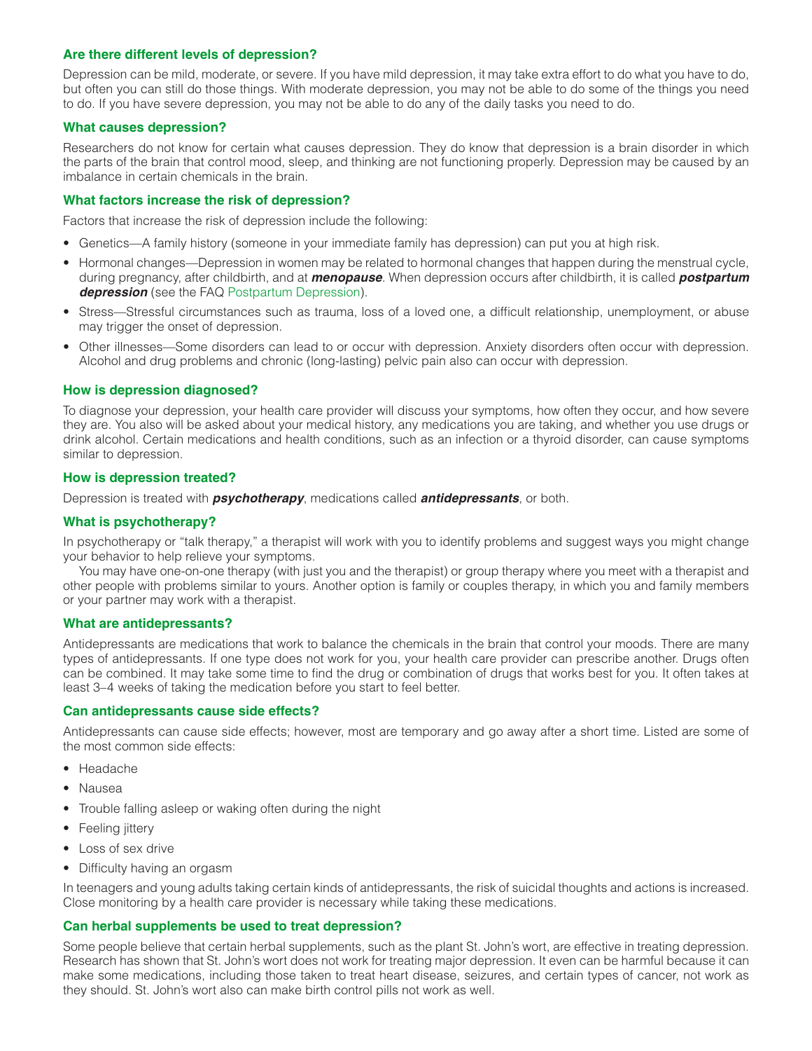### Are there different levels of depression?

Depression can be mild, moderate, or severe. If you have mild depression, it may take extra effort to do what you have to do, but often you can still do those things. With moderate depression, you may not be able to do some of the things you need to do. If you have severe depression, you may not be able to do any of the daily tasks you need to do.

### What causes depression?

Researchers do not know for certain what causes depression. They do know that depression is a brain disorder in which the parts of the brain that control mood, sleep, and thinking are not functioning properly. Depression may be caused by an imbalance in certain chemicals in the brain.

### What factors increase the risk of depression?

Factors that increase the risk of depression include the following:

- Genetics—A family history (someone in your immediate family has depression) can put you at high risk.
- Hormonal changes—Depression in women may be related to hormonal changes that happen during the menstrual cycle, during pregnancy, after childbirth, and at ***menopause***. When depression occurs after childbirth, it is called ***postpartum depression*** (see the FAQ Postpartum Depression).
- Stress—Stressful circumstances such as trauma, loss of a loved one, a difficult relationship, unemployment, or abuse may trigger the onset of depression.
- Other illnesses—Some disorders can lead to or occur with depression. Anxiety disorders often occur with depression. Alcohol and drug problems and chronic (long-lasting) pelvic pain also can occur with depression.

### How is depression diagnosed?

To diagnose your depression, your health care provider will discuss your symptoms, how often they occur, and how severe they are. You also will be asked about your medical history, any medications you are taking, and whether you use drugs or drink alcohol. Certain medications and health conditions, such as an infection or a thyroid disorder, can cause symptoms similar to depression.

### How is depression treated?

Depression is treated with ***psychotherapy***, medications called ***antidepressants***, or both.

### What is psychotherapy?

In psychotherapy or "talk therapy," a therapist will work with you to identify problems and suggest ways you might change your behavior to help relieve your symptoms.

You may have one-on-one therapy (with just you and the therapist) or group therapy where you meet with a therapist and other people with problems similar to yours. Another option is family or couples therapy, in which you and family members or your partner may work with a therapist.

### What are antidepressants?

Antidepressants are medications that work to balance the chemicals in the brain that control your moods. There are many types of antidepressants. If one type does not work for you, your health care provider can prescribe another. Drugs often can be combined. It may take some time to find the drug or combination of drugs that works best for you. It often takes at least 3–4 weeks of taking the medication before you start to feel better.

### Can antidepressants cause side effects?

Antidepressants can cause side effects; however, most are temporary and go away after a short time. Listed are some of the most common side effects:

- Headache
- Nausea
- Trouble falling asleep or waking often during the night
- Feeling jittery
- Loss of sex drive
- Difficulty having an orgasm

In teenagers and young adults taking certain kinds of antidepressants, the risk of suicidal thoughts and actions is increased. Close monitoring by a health care provider is necessary while taking these medications.

### Can herbal supplements be used to treat depression?

Some people believe that certain herbal supplements, such as the plant St. John's wort, are effective in treating depression. Research has shown that St. John's wort does not work for treating major depression. It even can be harmful because it can make some medications, including those taken to treat heart disease, seizures, and certain types of cancer, not work as they should. St. John's wort also can make birth control pills not work as well.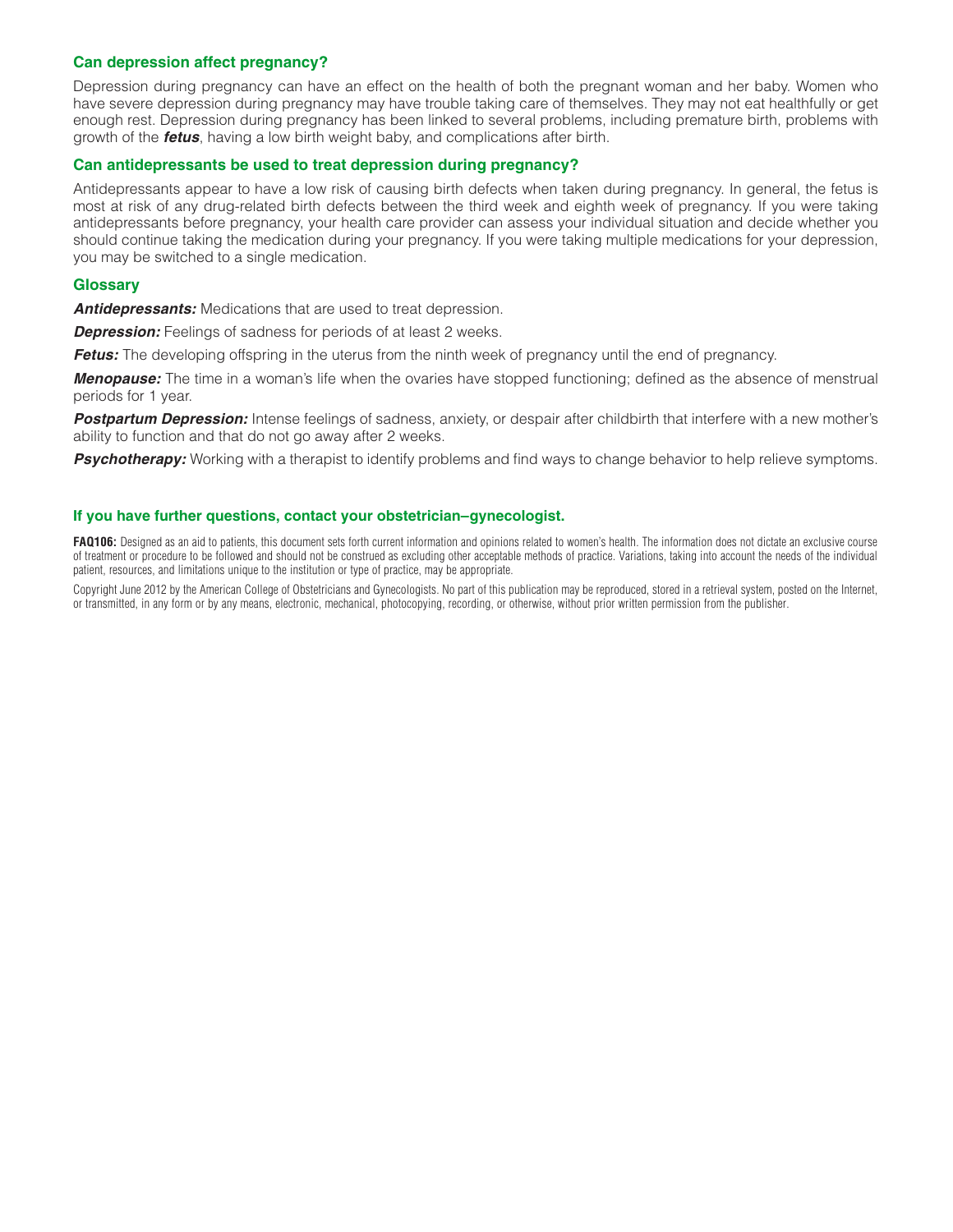## Can depression affect pregnancy?

Depression during pregnancy can have an effect on the health of both the pregnant woman and her baby. Women who have severe depression during pregnancy may have trouble taking care of themselves. They may not eat healthfully or get enough rest. Depression during pregnancy has been linked to several problems, including premature birth, problems with growth of the ***fetus***, having a low birth weight baby, and complications after birth.

## Can antidepressants be used to treat depression during pregnancy?

Antidepressants appear to have a low risk of causing birth defects when taken during pregnancy. In general, the fetus is most at risk of any drug-related birth defects between the third week and eighth week of pregnancy. If you were taking antidepressants before pregnancy, your health care provider can assess your individual situation and decide whether you should continue taking the medication during your pregnancy. If you were taking multiple medications for your depression, you may be switched to a single medication.

## Glossary

***Antidepressants:*** Medications that are used to treat depression.

***Depression:*** Feelings of sadness for periods of at least 2 weeks.

***Fetus:*** The developing offspring in the uterus from the ninth week of pregnancy until the end of pregnancy.

***Menopause:*** The time in a woman's life when the ovaries have stopped functioning; defined as the absence of menstrual periods for 1 year.

***Postpartum Depression:*** Intense feelings of sadness, anxiety, or despair after childbirth that interfere with a new mother's ability to function and that do not go away after 2 weeks.

***Psychotherapy:*** Working with a therapist to identify problems and find ways to change behavior to help relieve symptoms.

**If you have further questions, contact your obstetrician–gynecologist.**

**FAQ106:** Designed as an aid to patients, this document sets forth current information and opinions related to women's health. The information does not dictate an exclusive course of treatment or procedure to be followed and should not be construed as excluding other acceptable methods of practice. Variations, taking into account the needs of the individual patient, resources, and limitations unique to the institution or type of practice, may be appropriate.

Copyright June 2012 by the American College of Obstetricians and Gynecologists. No part of this publication may be reproduced, stored in a retrieval system, posted on the Internet, or transmitted, in any form or by any means, electronic, mechanical, photocopying, recording, or otherwise, without prior written permission from the publisher.